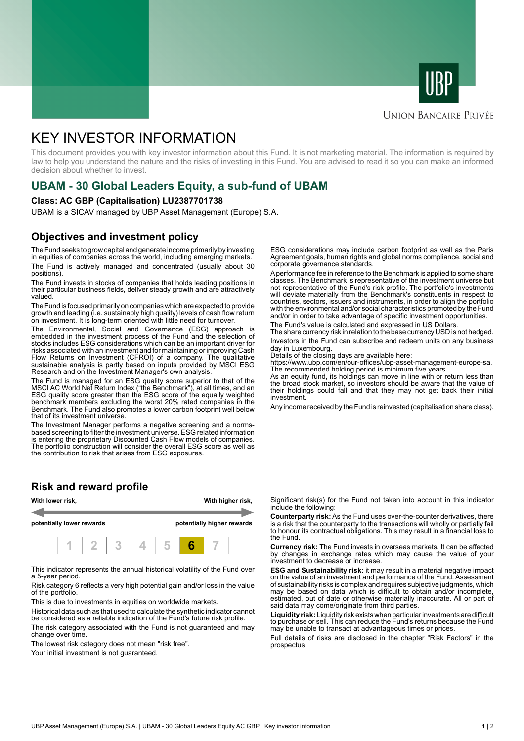UBP

UNION BANCAIRE PRIVÉE

# KEY INVESTOR INFORMATION

This document provides you with key investor information about this Fund. It is not marketing material. The information is required by law to help you understand the nature and the risks of investing in this Fund. You are advised to read it so you can make an informed decision about whether to invest.

## UBAM - 30 Global Leaders Equity, a sub-fund of UBAM

**Class: AC GBP (Capitalisation) LU2387701738**

UBAM is a SICAV managed by UBP Asset Management (Europe) S.A.

## Objectives and investment policy

The Fund seeks to grow capital and generate income primarily by investing in equities of companies across the world, including emerging markets.

The Fund is actively managed and concentrated (usually about 30 positions).

The Fund invests in stocks of companies that holds leading positions in their particular business fields, deliver steady growth and are attractively valued.

The Fund is focused primarily on companies which are expected to provide growth and leading (i.e. sustainably high quality) levels of cash flow return on investment. It is long-term oriented with little need for turnover.

The Environmental, Social and Governance (ESG) approach is embedded in the investment process of the Fund and the selection of stocks includes ESG considerations which can be an important driver for risks associated with an investment and for maintaining or improving Cash Flow Returns on Investment (CFROI) of a company. The qualitative sustainable analysis is partly based on inputs provided by MSCI ESG Research and on the Investment Manager's own analysis.

The Fund is managed for an ESG quality score superior to that of the MSCI AC World Net Return Index ("the Benchmark"), at all times, and an ESG quality score greater than the ESG score of the equally weighted benchmark members excluding the worst 20% rated companies in the Benchmark. The Fund also promotes a lower carbon footprint well below that of its investment universe.

The Investment Manager performs a negative screening and a norms-based screening to filter the investment universe. ESG related information is entering the proprietary Discounted Cash Flow models of companies. The portfolio construction will consider the overall ESG score as well as the contribution to risk that arises from ESG exposures.

ESG considerations may include carbon footprint as well as the Paris Agreement goals, human rights and global norms compliance, social and corporate governance standards.

A performance fee in reference to the Benchmark is applied to some share classes. The Benchmark is representative of the investment universe but not representative of the Fund's risk profile. The portfolio's investments will deviate materially from the Benchmark's constituents in respect to countries, sectors, issuers and instruments, in order to align the portfolio with the environmental and/or social characteristics promoted by the Fund and/or in order to take advantage of specific investment opportunities.

The Fund's value is calculated and expressed in US Dollars.

The share currency risk in relation to the base currency USD is not hedged.

Investors in the Fund can subscribe and redeem units on any business day in Luxembourg.

Details of the closing days are available here:
https://www.ubp.com/en/our-offices/ubp-asset-management-europe-sa.

The recommended holding period is minimum five years.

As an equity fund, its holdings can move in line with or return less than the broad stock market, so investors should be aware that the value of their holdings could fall and that they may not get back their initial investment.

Any income received by the Fund is reinvested (capitalisation share class).

## Risk and reward profile

**With lower risk,** — **With higher risk,**

**potentially lower rewards** — **potentially higher rewards**

| 1 | 2 | 3 | 4 | 5 | **6** | 7 |
|---|---|---|---|---|---|---|

This indicator represents the annual historical volatility of the Fund over a 5-year period.

Risk category 6 reflects a very high potential gain and/or loss in the value of the portfolio.

This is due to investments in equities on worldwide markets.

Historical data such as that used to calculate the synthetic indicator cannot be considered as a reliable indication of the Fund's future risk profile.

The risk category associated with the Fund is not guaranteed and may change over time.

The lowest risk category does not mean "risk free".

Your initial investment is not guaranteed.

Significant risk(s) for the Fund not taken into account in this indicator include the following:

**Counterparty risk:** As the Fund uses over-the-counter derivatives, there is a risk that the counterparty to the transactions will wholly or partially fail to honour its contractual obligations. This may result in a financial loss to the Fund.

**Currency risk:** The Fund invests in overseas markets. It can be affected by changes in exchange rates which may cause the value of your investment to decrease or increase.

**ESG and Sustainability risk:** it may result in a material negative impact on the value of an investment and performance of the Fund. Assessment of sustainability risks is complex and requires subjective judgments, which may be based on data which is difficult to obtain and/or incomplete, estimated, out of date or otherwise materially inaccurate. All or part of said data may come/originate from third parties.

**Liquidity risk:** Liquidity risk exists when particular investments are difficult to purchase or sell. This can reduce the Fund's returns because the Fund may be unable to transact at advantageous times or prices.

Full details of risks are disclosed in the chapter "Risk Factors" in the prospectus.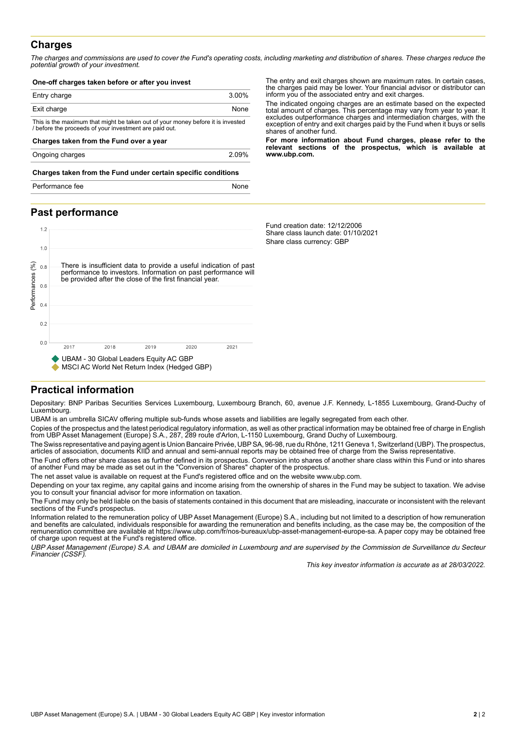## Charges

*The charges and commissions are used to cover the Fund's operating costs, including marketing and distribution of shares. These charges reduce the potential growth of your investment.*

| One-off charges taken before or after you invest | |
|---|---|
| Entry charge | 3.00% |
| Exit charge | None |

This is the maximum that might be taken out of your money before it is invested / before the proceeds of your investment are paid out.

| Charges taken from the Fund over a year | |
|---|---|
| Ongoing charges | 2.09% |

| Charges taken from the Fund under certain specific conditions | |
|---|---|
| Performance fee | None |

The entry and exit charges shown are maximum rates. In certain cases, the charges paid may be lower. Your financial advisor or distributor can inform you of the associated entry and exit charges.

The indicated ongoing charges are an estimate based on the expected total amount of charges. This percentage may vary from year to year. It excludes outperformance charges and intermediation charges, with the exception of entry and exit charges paid by the Fund when it buys or sells shares of another fund.

**For more information about Fund charges, please refer to the relevant sections of the prospectus, which is available at www.ubp.com.**

## Past performance

Performances (%)

1.2
1.0
0.8
0.6
0.4
0.2
0.0

2017
2018
2019
2020
2021

There is insufficient data to provide a useful indication of past performance to investors. Information on past performance will be provided after the close of the first financial year.

UBAM - 30 Global Leaders Equity AC GBP
MSCI AC World Net Return Index (Hedged GBP)

Fund creation date: 12/12/2006
Share class launch date: 01/10/2021
Share class currency: GBP

## Practical information

Depositary: BNP Paribas Securities Services Luxembourg, Luxembourg Branch, 60, avenue J.F. Kennedy, L-1855 Luxembourg, Grand-Duchy of Luxembourg.

UBAM is an umbrella SICAV offering multiple sub-funds whose assets and liabilities are legally segregated from each other.

Copies of the prospectus and the latest periodical regulatory information, as well as other practical information may be obtained free of charge in English from UBP Asset Management (Europe) S.A., 287, 289 route d'Arlon, L-1150 Luxembourg, Grand Duchy of Luxembourg.

The Swiss representative and paying agent is Union Bancaire Privée, UBP SA, 96-98, rue du Rhône, 1211 Geneva 1, Switzerland (UBP). The prospectus, articles of association, documents KIID and annual and semi-annual reports may be obtained free of charge from the Swiss representative.

The Fund offers other share classes as further defined in its prospectus. Conversion into shares of another share class within this Fund or into shares of another Fund may be made as set out in the "Conversion of Shares" chapter of the prospectus.

The net asset value is available on request at the Fund's registered office and on the website www.ubp.com.

Depending on your tax regime, any capital gains and income arising from the ownership of shares in the Fund may be subject to taxation. We advise you to consult your financial advisor for more information on taxation.

The Fund may only be held liable on the basis of statements contained in this document that are misleading, inaccurate or inconsistent with the relevant sections of the Fund's prospectus.

Information related to the remuneration policy of UBP Asset Management (Europe) S.A., including but not limited to a description of how remuneration and benefits are calculated, individuals responsible for awarding the remuneration and benefits including, as the case may be, the composition of the remuneration committee are available at https://www.ubp.com/fr/nos-bureaux/ubp-asset-management-europe-sa. A paper copy may be obtained free of charge upon request at the Fund's registered office.

*UBP Asset Management (Europe) S.A. and UBAM are domiciled in Luxembourg and are supervised by the Commission de Surveillance du Secteur Financier (CSSF).*

*This key investor information is accurate as at 28/03/2022.*